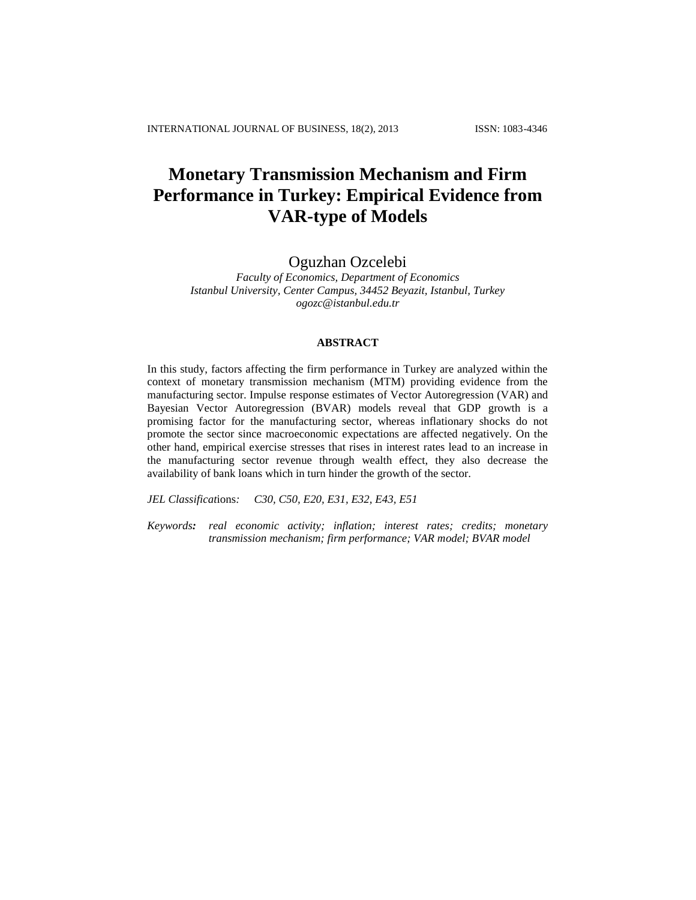# Monetary Transmission Mechanism and Firm Performance in Turkey: Empirical Evidence from VAR-type of Models

Oguzhan Ozcelebi

*Faculty of Economics, Department of Economics*
*Istanbul University, Center Campus, 34452 Beyazit, Istanbul, Turkey*
*ogozc@istanbul.edu.tr*

## ABSTRACT

In this study, factors affecting the firm performance in Turkey are analyzed within the context of monetary transmission mechanism (MTM) providing evidence from the manufacturing sector. Impulse response estimates of Vector Autoregression (VAR) and Bayesian Vector Autoregression (BVAR) models reveal that GDP growth is a promising factor for the manufacturing sector, whereas inflationary shocks do not promote the sector since macroeconomic expectations are affected negatively. On the other hand, empirical exercise stresses that rises in interest rates lead to an increase in the manufacturing sector revenue through wealth effect, they also decrease the availability of bank loans which in turn hinder the growth of the sector.

*JEL Classifications:* *C30, C50, E20, E31, E32, E43, E51*

***Keywords:*** *real economic activity; inflation; interest rates; credits; monetary transmission mechanism; firm performance; VAR model; BVAR model*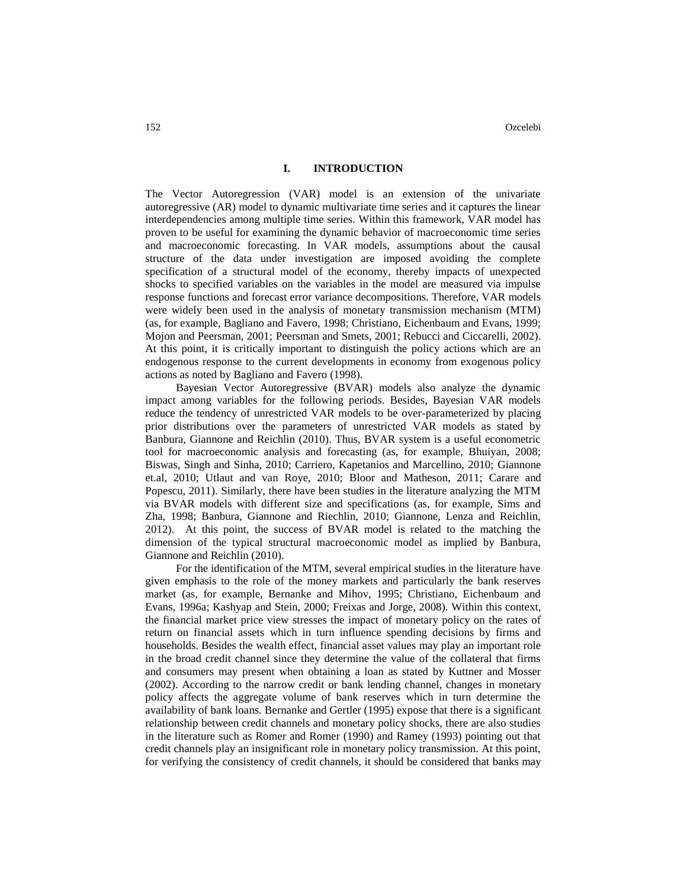## I. INTRODUCTION

The Vector Autoregression (VAR) model is an extension of the univariate autoregressive (AR) model to dynamic multivariate time series and it captures the linear interdependencies among multiple time series. Within this framework, VAR model has proven to be useful for examining the dynamic behavior of macroeconomic time series and macroeconomic forecasting. In VAR models, assumptions about the causal structure of the data under investigation are imposed avoiding the complete specification of a structural model of the economy, thereby impacts of unexpected shocks to specified variables on the variables in the model are measured via impulse response functions and forecast error variance decompositions. Therefore, VAR models were widely been used in the analysis of monetary transmission mechanism (MTM) (as, for example, Bagliano and Favero, 1998; Christiano, Eichenbaum and Evans, 1999; Mojon and Peersman, 2001; Peersman and Smets, 2001; Rebucci and Ciccarelli, 2002). At this point, it is critically important to distinguish the policy actions which are an endogenous response to the current developments in economy from exogenous policy actions as noted by Bagliano and Favero (1998).

Bayesian Vector Autoregressive (BVAR) models also analyze the dynamic impact among variables for the following periods. Besides, Bayesian VAR models reduce the tendency of unrestricted VAR models to be over-parameterized by placing prior distributions over the parameters of unrestricted VAR models as stated by Banbura, Giannone and Reichlin (2010). Thus, BVAR system is a useful econometric tool for macroeconomic analysis and forecasting (as, for example, Bhuiyan, 2008; Biswas, Singh and Sinha, 2010; Carriero, Kapetanios and Marcellino, 2010; Giannone et.al, 2010; Utlaut and van Roye, 2010; Bloor and Matheson, 2011; Carare and Popescu, 2011). Similarly, there have been studies in the literature analyzing the MTM via BVAR models with different size and specifications (as, for example, Sims and Zha, 1998; Banbura, Giannone and Riechlin, 2010; Giannone, Lenza and Reichlin, 2012). At this point, the success of BVAR model is related to the matching the dimension of the typical structural macroeconomic model as implied by Banbura, Giannone and Reichlin (2010).

For the identification of the MTM, several empirical studies in the literature have given emphasis to the role of the money markets and particularly the bank reserves market (as, for example, Bernanke and Mihov, 1995; Christiano, Eichenbaum and Evans, 1996a; Kashyap and Stein, 2000; Freixas and Jorge, 2008). Within this context, the financial market price view stresses the impact of monetary policy on the rates of return on financial assets which in turn influence spending decisions by firms and households. Besides the wealth effect, financial asset values may play an important role in the broad credit channel since they determine the value of the collateral that firms and consumers may present when obtaining a loan as stated by Kuttner and Mosser (2002). According to the narrow credit or bank lending channel, changes in monetary policy affects the aggregate volume of bank reserves which in turn determine the availability of bank loans. Bernanke and Gertler (1995) expose that there is a significant relationship between credit channels and monetary policy shocks, there are also studies in the literature such as Romer and Romer (1990) and Ramey (1993) pointing out that credit channels play an insignificant role in monetary policy transmission. At this point, for verifying the consistency of credit channels, it should be considered that banks may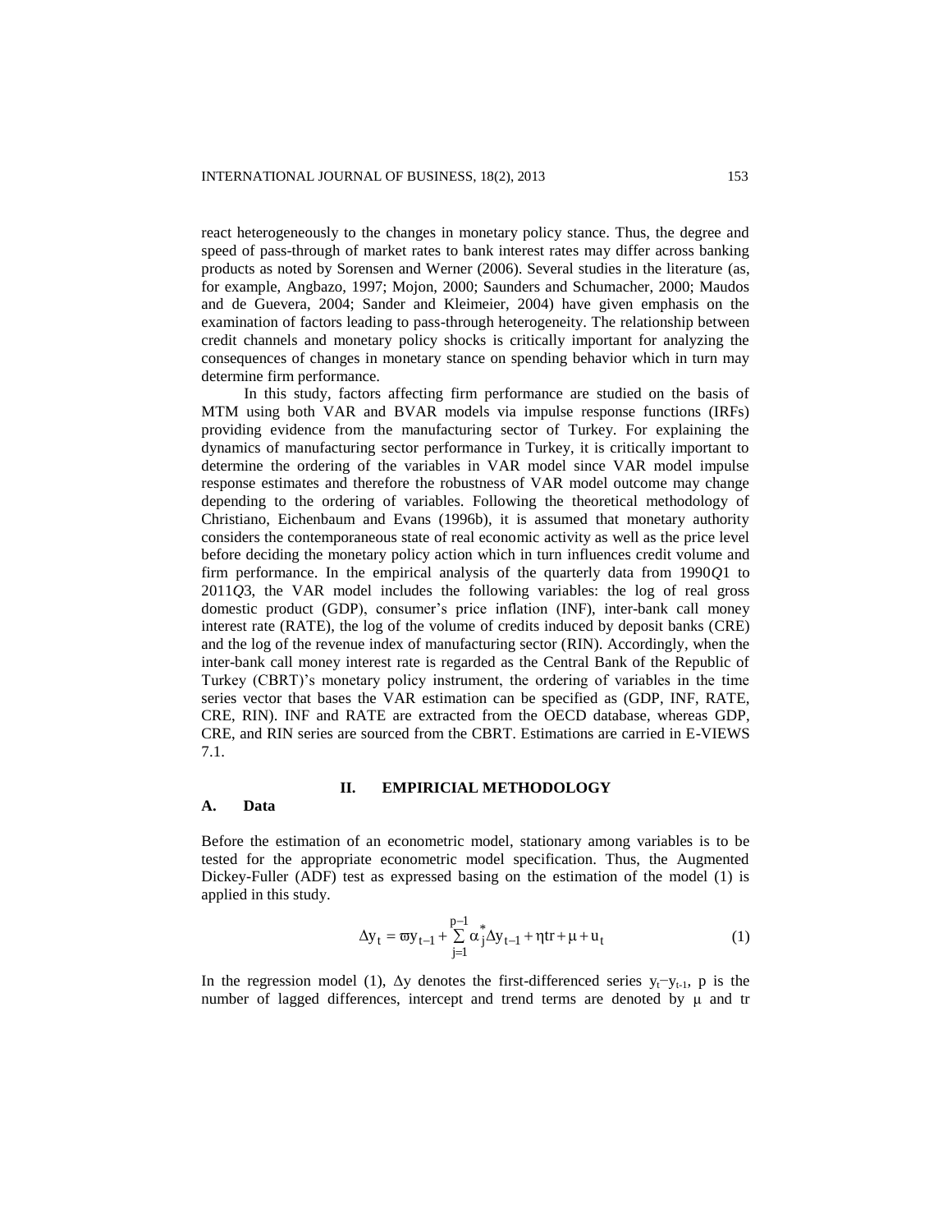react heterogeneously to the changes in monetary policy stance. Thus, the degree and speed of pass-through of market rates to bank interest rates may differ across banking products as noted by Sorensen and Werner (2006). Several studies in the literature (as, for example, Angbazo, 1997; Mojon, 2000; Saunders and Schumacher, 2000; Maudos and de Guevera, 2004; Sander and Kleimeier, 2004) have given emphasis on the examination of factors leading to pass-through heterogeneity. The relationship between credit channels and monetary policy shocks is critically important for analyzing the consequences of changes in monetary stance on spending behavior which in turn may determine firm performance.

In this study, factors affecting firm performance are studied on the basis of MTM using both VAR and BVAR models via impulse response functions (IRFs) providing evidence from the manufacturing sector of Turkey. For explaining the dynamics of manufacturing sector performance in Turkey, it is critically important to determine the ordering of the variables in VAR model since VAR model impulse response estimates and therefore the robustness of VAR model outcome may change depending to the ordering of variables. Following the theoretical methodology of Christiano, Eichenbaum and Evans (1996b), it is assumed that monetary authority considers the contemporaneous state of real economic activity as well as the price level before deciding the monetary policy action which in turn influences credit volume and firm performance. In the empirical analysis of the quarterly data from 1990*Q*1 to 2011*Q*3, the VAR model includes the following variables: the log of real gross domestic product (GDP), consumer's price inflation (INF), inter-bank call money interest rate (RATE), the log of the volume of credits induced by deposit banks (CRE) and the log of the revenue index of manufacturing sector (RIN). Accordingly, when the inter-bank call money interest rate is regarded as the Central Bank of the Republic of Turkey (CBRT)'s monetary policy instrument, the ordering of variables in the time series vector that bases the VAR estimation can be specified as (GDP, INF, RATE, CRE, RIN). INF and RATE are extracted from the OECD database, whereas GDP, CRE, and RIN series are sourced from the CBRT. Estimations are carried in E-VIEWS 7.1.

## II. EMPIRICIAL METHODOLOGY

### A. Data

Before the estimation of an econometric model, stationary among variables is to be tested for the appropriate econometric model specification. Thus, the Augmented Dickey-Fuller (ADF) test as expressed basing on the estimation of the model (1) is applied in this study.

$$\Delta y_t = \varpi y_{t-1} + \sum_{j=1}^{p-1} \alpha_j^* \Delta y_{t-1} + \eta tr + \mu + u_t \tag{1}$$

In the regression model (1), $\Delta y$ denotes the first-differenced series $y_t - y_{t-1}$, p is the number of lagged differences, intercept and trend terms are denoted by $\mu$ and tr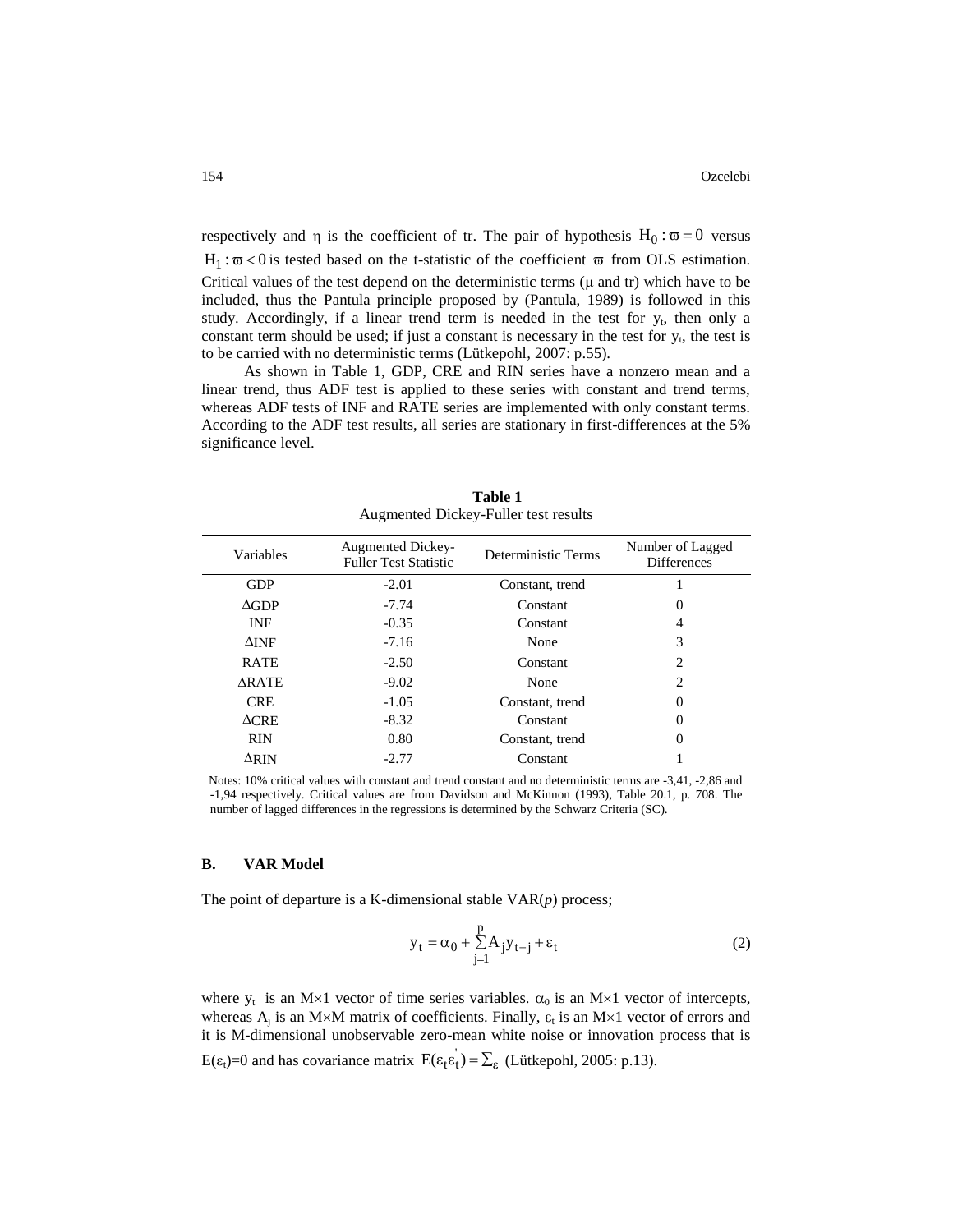respectively and $\eta$ is the coefficient of tr. The pair of hypothesis $H_0 : \varpi = 0$ versus $H_1 : \varpi < 0$ is tested based on the t-statistic of the coefficient $\varpi$ from OLS estimation. Critical values of the test depend on the deterministic terms ($\mu$ and tr) which have to be included, thus the Pantula principle proposed by (Pantula, 1989) is followed in this study. Accordingly, if a linear trend term is needed in the test for $y_t$, then only a constant term should be used; if just a constant is necessary in the test for $y_t$, the test is to be carried with no deterministic terms (Lütkepohl, 2007: p.55).

As shown in Table 1, GDP, CRE and RIN series have a nonzero mean and a linear trend, thus ADF test is applied to these series with constant and trend terms, whereas ADF tests of INF and RATE series are implemented with only constant terms. According to the ADF test results, all series are stationary in first-differences at the 5% significance level.

**Table 1**
Augmented Dickey-Fuller test results

| Variables | Augmented Dickey-Fuller Test Statistic | Deterministic Terms | Number of Lagged Differences |
|---|---|---|---|
| GDP | -2.01 | Constant, trend | 1 |
| $\Delta$GDP | -7.74 | Constant | 0 |
| INF | -0.35 | Constant | 4 |
| $\Delta$INF | -7.16 | None | 3 |
| RATE | -2.50 | Constant | 2 |
| $\Delta$RATE | -9.02 | None | 2 |
| CRE | -1.05 | Constant, trend | 0 |
| $\Delta$CRE | -8.32 | Constant | 0 |
| RIN | 0.80 | Constant, trend | 0 |
| $\Delta$RIN | -2.77 | Constant | 1 |

Notes: 10% critical values with constant and trend constant and no deterministic terms are -3,41, -2,86 and -1,94 respectively. Critical values are from Davidson and McKinnon (1993), Table 20.1, p. 708. The number of lagged differences in the regressions is determined by the Schwarz Criteria (SC).

### B. VAR Model

The point of departure is a K-dimensional stable VAR($p$) process;

$$y_t = \alpha_0 + \sum_{j=1}^{p} A_j y_{t-j} + \varepsilon_t \tag{2}$$

where $y_t$ is an M×1 vector of time series variables. $\alpha_0$ is an M×1 vector of intercepts, whereas $A_j$ is an M×M matrix of coefficients. Finally, $\varepsilon_t$ is an M×1 vector of errors and it is M-dimensional unobservable zero-mean white noise or innovation process that is $E(\varepsilon_t)=0$ and has covariance matrix $E(\varepsilon_t \varepsilon_t') = \Sigma_\varepsilon$ (Lütkepohl, 2005: p.13).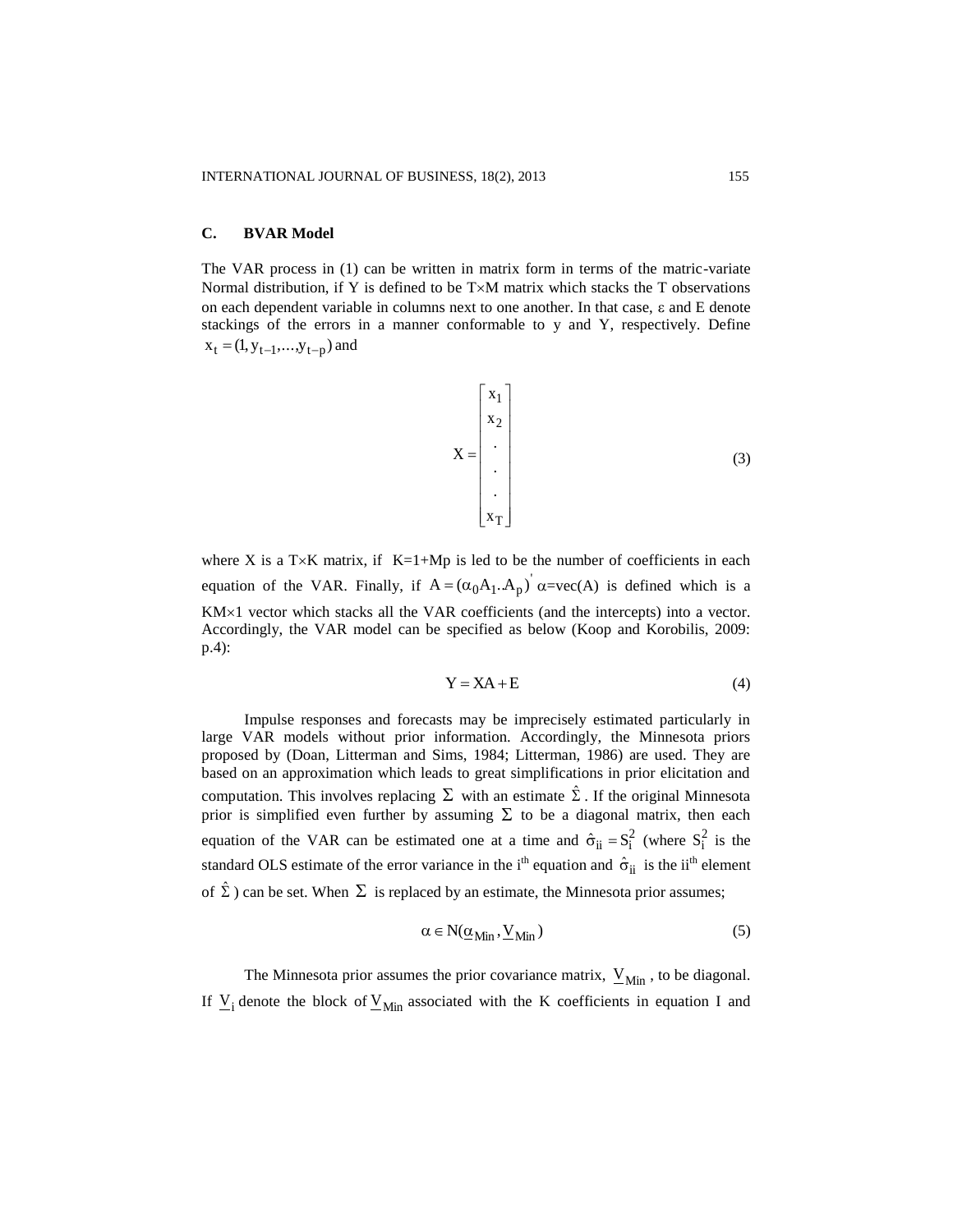### C. BVAR Model

The VAR process in (1) can be written in matrix form in terms of the matric-variate Normal distribution, if Y is defined to be T×M matrix which stacks the T observations on each dependent variable in columns next to one another. In that case, $\varepsilon$ and E denote stackings of the errors in a manner conformable to y and Y, respectively. Define $x_t = (1, y_{t-1}, ..., y_{t-p})$ and

$$X = \begin{bmatrix} x_1 \\ x_2 \\ . \\ . \\ . \\ x_T \end{bmatrix} \tag{3}$$

where X is a T×K matrix, if K=1+Mp is led to be the number of coefficients in each equation of the VAR. Finally, if $A = (\alpha_0 A_1 .. A_p)'$ $\alpha$=vec(A) is defined which is a KM×1 vector which stacks all the VAR coefficients (and the intercepts) into a vector. Accordingly, the VAR model can be specified as below (Koop and Korobilis, 2009: p.4):

$$Y = XA + E \tag{4}$$

Impulse responses and forecasts may be imprecisely estimated particularly in large VAR models without prior information. Accordingly, the Minnesota priors proposed by (Doan, Litterman and Sims, 1984; Litterman, 1986) are used. They are based on an approximation which leads to great simplifications in prior elicitation and computation. This involves replacing $\Sigma$ with an estimate $\hat{\Sigma}$. If the original Minnesota prior is simplified even further by assuming $\Sigma$ to be a diagonal matrix, then each equation of the VAR can be estimated one at a time and $\hat{\sigma}_{ii} = S_i^2$ (where $S_i^2$ is the standard OLS estimate of the error variance in the i[th] equation and $\hat{\sigma}_{ii}$ is the ii[th] element of $\hat{\Sigma}$) can be set. When $\Sigma$ is replaced by an estimate, the Minnesota prior assumes;

$$\alpha \in N(\underline{\alpha}_{Min}, \underline{V}_{Min}) \tag{5}$$

The Minnesota prior assumes the prior covariance matrix, $\underline{V}_{Min}$, to be diagonal. If $\underline{V}_i$ denote the block of $\underline{V}_{Min}$ associated with the K coefficients in equation I and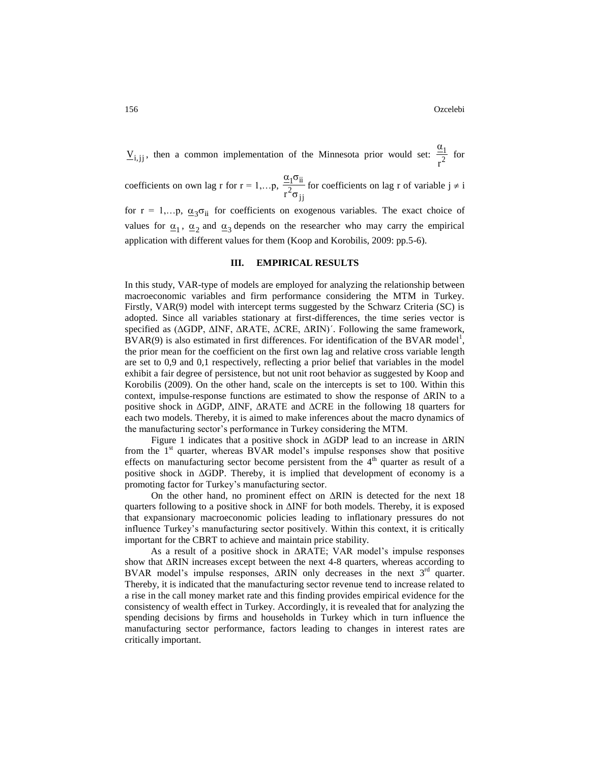$\underline{V}_{i,jj}$, then a common implementation of the Minnesota prior would set: $\frac{\underline{\alpha}_1}{r^2}$ for coefficients on own lag r for r = 1,…p, $\frac{\underline{\alpha}_1 \sigma_{ii}}{r^2 \sigma_{jj}}$ for coefficients on lag r of variable $j \neq i$ for r = 1,…p, $\underline{\alpha}_3 \sigma_{ii}$ for coefficients on exogenous variables. The exact choice of values for $\underline{\alpha}_1$, $\underline{\alpha}_2$ and $\underline{\alpha}_3$ depends on the researcher who may carry the empirical application with different values for them (Koop and Korobilis, 2009: pp.5-6).

## III. EMPIRICAL RESULTS

In this study, VAR-type of models are employed for analyzing the relationship between macroeconomic variables and firm performance considering the MTM in Turkey. Firstly, VAR(9) model with intercept terms suggested by the Schwarz Criteria (SC) is adopted. Since all variables stationary at first-differences, the time series vector is specified as (ΔGDP, ΔINF, ΔRATE, ΔCRE, ΔRIN)′. Following the same framework, BVAR(9) is also estimated in first differences. For identification of the BVAR model[1], the prior mean for the coefficient on the first own lag and relative cross variable length are set to 0,9 and 0,1 respectively, reflecting a prior belief that variables in the model exhibit a fair degree of persistence, but not unit root behavior as suggested by Koop and Korobilis (2009). On the other hand, scale on the intercepts is set to 100. Within this context, impulse-response functions are estimated to show the response of ΔRIN to a positive shock in ΔGDP, ΔINF, ΔRATE and ΔCRE in the following 18 quarters for each two models. Thereby, it is aimed to make inferences about the macro dynamics of the manufacturing sector's performance in Turkey considering the MTM.

Figure 1 indicates that a positive shock in ΔGDP lead to an increase in ΔRIN from the 1st quarter, whereas BVAR model's impulse responses show that positive effects on manufacturing sector become persistent from the 4th quarter as result of a positive shock in ΔGDP. Thereby, it is implied that development of economy is a promoting factor for Turkey's manufacturing sector.

On the other hand, no prominent effect on ΔRIN is detected for the next 18 quarters following to a positive shock in ΔINF for both models. Thereby, it is exposed that expansionary macroeconomic policies leading to inflationary pressures do not influence Turkey's manufacturing sector positively. Within this context, it is critically important for the CBRT to achieve and maintain price stability.

As a result of a positive shock in ΔRATE; VAR model's impulse responses show that ΔRIN increases except between the next 4-8 quarters, whereas according to BVAR model's impulse responses, ΔRIN only decreases in the next 3rd quarter. Thereby, it is indicated that the manufacturing sector revenue tend to increase related to a rise in the call money market rate and this finding provides empirical evidence for the consistency of wealth effect in Turkey. Accordingly, it is revealed that for analyzing the spending decisions by firms and households in Turkey which in turn influence the manufacturing sector performance, factors leading to changes in interest rates are critically important.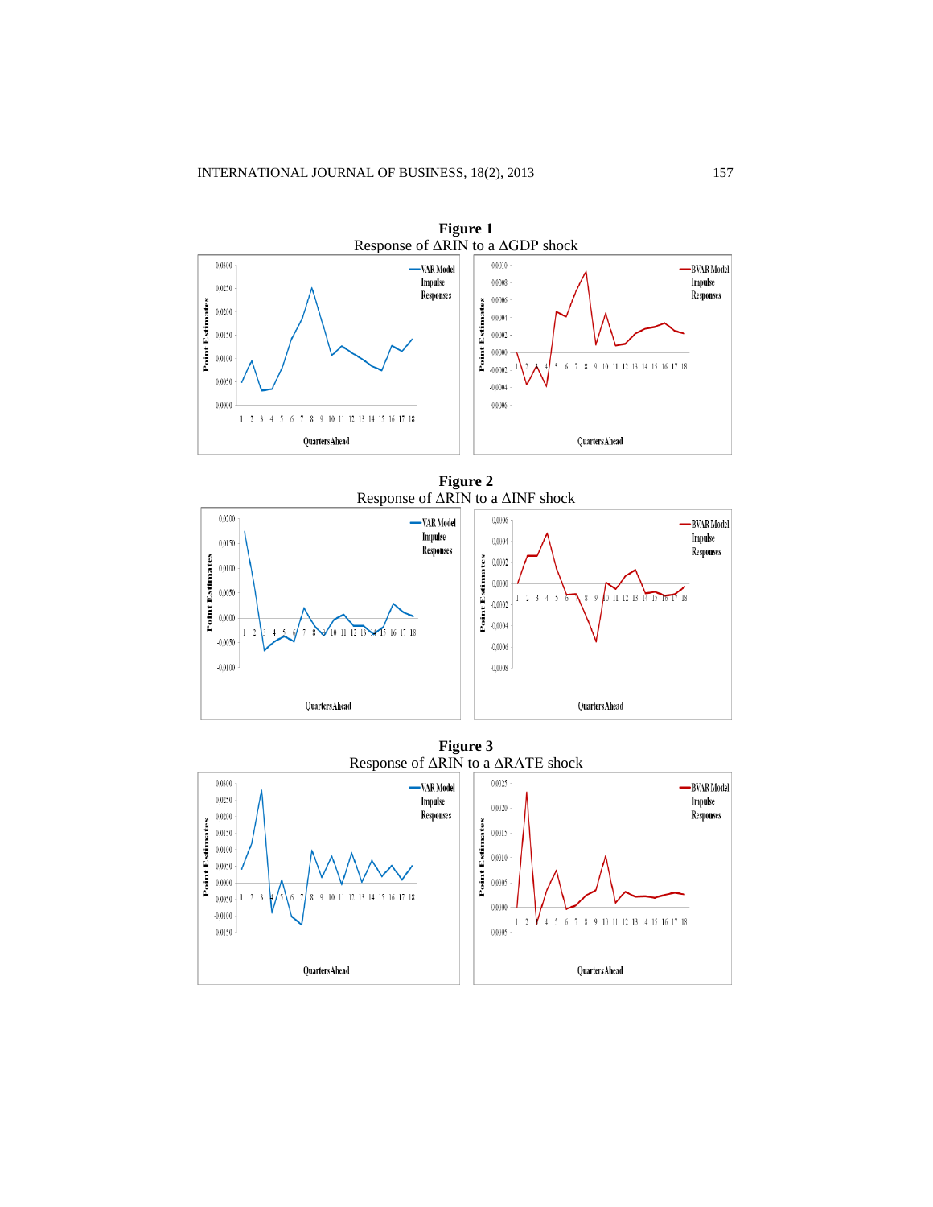**Figure 1**

Response of ΔRIN to a ΔGDP shock

**Figure 2**

Response of ΔRIN to a ΔINF shock

**Figure 3**

Response of ΔRIN to a ΔRATE shock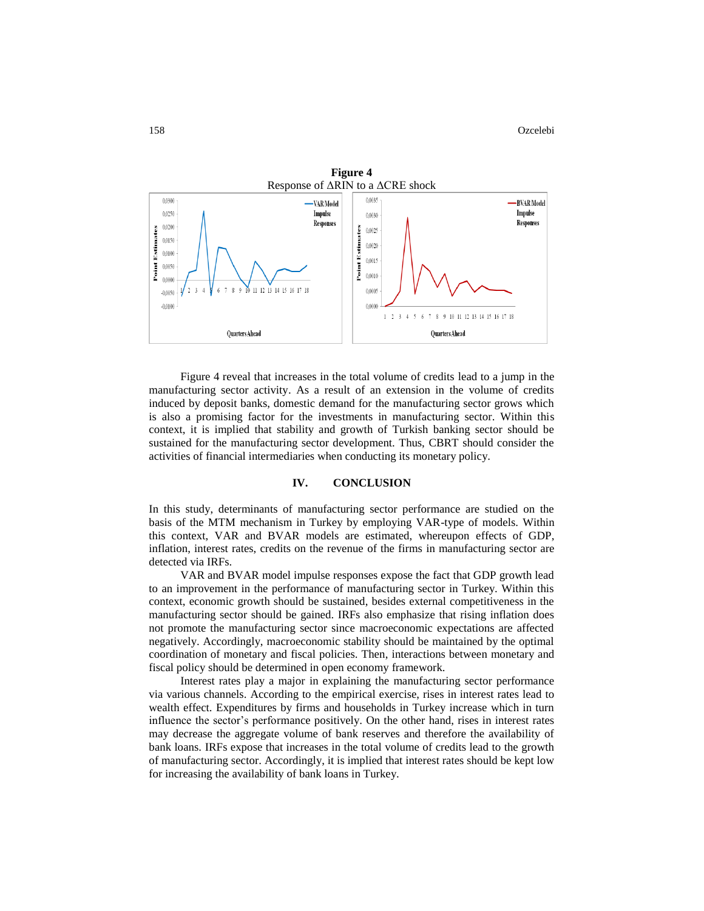**Figure 4**
Response of ΔRIN to a ΔCRE shock

Figure 4 reveal that increases in the total volume of credits lead to a jump in the manufacturing sector activity. As a result of an extension in the volume of credits induced by deposit banks, domestic demand for the manufacturing sector grows which is also a promising factor for the investments in manufacturing sector. Within this context, it is implied that stability and growth of Turkish banking sector should be sustained for the manufacturing sector development. Thus, CBRT should consider the activities of financial intermediaries when conducting its monetary policy.

## IV. CONCLUSION

In this study, determinants of manufacturing sector performance are studied on the basis of the MTM mechanism in Turkey by employing VAR-type of models. Within this context, VAR and BVAR models are estimated, whereupon effects of GDP, inflation, interest rates, credits on the revenue of the firms in manufacturing sector are detected via IRFs.

VAR and BVAR model impulse responses expose the fact that GDP growth lead to an improvement in the performance of manufacturing sector in Turkey. Within this context, economic growth should be sustained, besides external competitiveness in the manufacturing sector should be gained. IRFs also emphasize that rising inflation does not promote the manufacturing sector since macroeconomic expectations are affected negatively. Accordingly, macroeconomic stability should be maintained by the optimal coordination of monetary and fiscal policies. Then, interactions between monetary and fiscal policy should be determined in open economy framework.

Interest rates play a major in explaining the manufacturing sector performance via various channels. According to the empirical exercise, rises in interest rates lead to wealth effect. Expenditures by firms and households in Turkey increase which in turn influence the sector's performance positively. On the other hand, rises in interest rates may decrease the aggregate volume of bank reserves and therefore the availability of bank loans. IRFs expose that increases in the total volume of credits lead to the growth of manufacturing sector. Accordingly, it is implied that interest rates should be kept low for increasing the availability of bank loans in Turkey.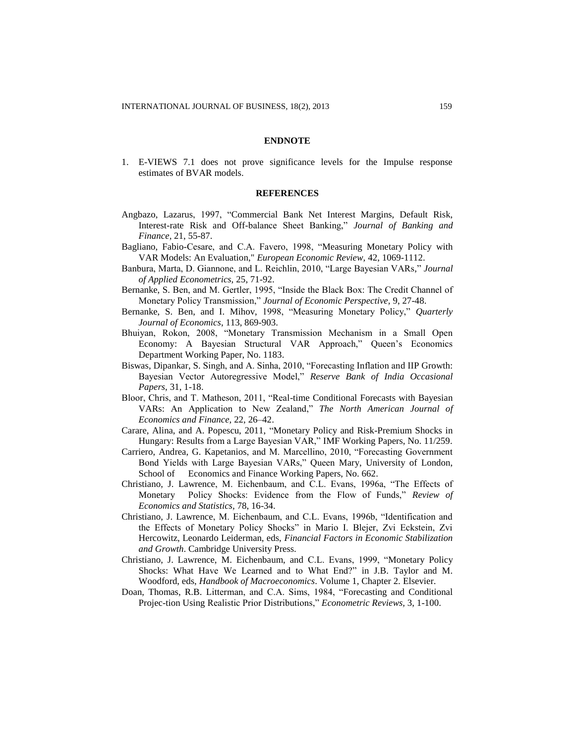## ENDNOTE

1. E-VIEWS 7.1 does not prove significance levels for the Impulse response estimates of BVAR models.

## REFERENCES

Angbazo, Lazarus, 1997, "Commercial Bank Net Interest Margins, Default Risk, Interest-rate Risk and Off-balance Sheet Banking," *Journal of Banking and Finance,* 21, 55-87.

Bagliano, Fabio-Cesare, and C.A. Favero, 1998, "Measuring Monetary Policy with VAR Models: An Evaluation," *European Economic Review,* 42, 1069-1112.

Banbura, Marta, D. Giannone, and L. Reichlin, 2010, "Large Bayesian VARs," *Journal of Applied Econometrics,* 25, 71-92.

Bernanke, S. Ben, and M. Gertler, 1995, "Inside the Black Box: The Credit Channel of Monetary Policy Transmission," *Journal of Economic Perspective,* 9, 27-48.

Bernanke, S. Ben, and I. Mihov, 1998, "Measuring Monetary Policy," *Quarterly Journal of Economics,* 113, 869-903.

Bhuiyan, Rokon, 2008, "Monetary Transmission Mechanism in a Small Open Economy: A Bayesian Structural VAR Approach," Queen's Economics Department Working Paper, No. 1183.

Biswas, Dipankar, S. Singh, and A. Sinha, 2010, "Forecasting Inflation and IIP Growth: Bayesian Vector Autoregressive Model," *Reserve Bank of India Occasional Papers,* 31, 1-18.

Bloor, Chris, and T. Matheson, 2011, "Real-time Conditional Forecasts with Bayesian VARs: An Application to New Zealand," *The North American Journal of Economics and Finance,* 22, 26–42.

Carare, Alina, and A. Popescu, 2011, "Monetary Policy and Risk-Premium Shocks in Hungary: Results from a Large Bayesian VAR," IMF Working Papers, No. 11/259.

Carriero, Andrea, G. Kapetanios, and M. Marcellino, 2010, "Forecasting Government Bond Yields with Large Bayesian VARs," Queen Mary, University of London, School of Economics and Finance Working Papers, No. 662.

Christiano, J. Lawrence, M. Eichenbaum, and C.L. Evans, 1996a, "The Effects of Monetary Policy Shocks: Evidence from the Flow of Funds," *Review of Economics and Statistics,* 78, 16-34.

Christiano, J. Lawrence, M. Eichenbaum, and C.L. Evans, 1996b, "Identification and the Effects of Monetary Policy Shocks" in Mario I. Blejer, Zvi Eckstein, Zvi Hercowitz, Leonardo Leiderman, eds, *Financial Factors in Economic Stabilization and Growth*. Cambridge University Press.

Christiano, J. Lawrence, M. Eichenbaum, and C.L. Evans, 1999, "Monetary Policy Shocks: What Have We Learned and to What End?" in J.B. Taylor and M. Woodford, eds, *Handbook of Macroeconomics*. Volume 1, Chapter 2. Elsevier.

Doan, Thomas, R.B. Litterman, and C.A. Sims, 1984, "Forecasting and Conditional Projec-tion Using Realistic Prior Distributions," *Econometric Reviews,* 3, 1-100.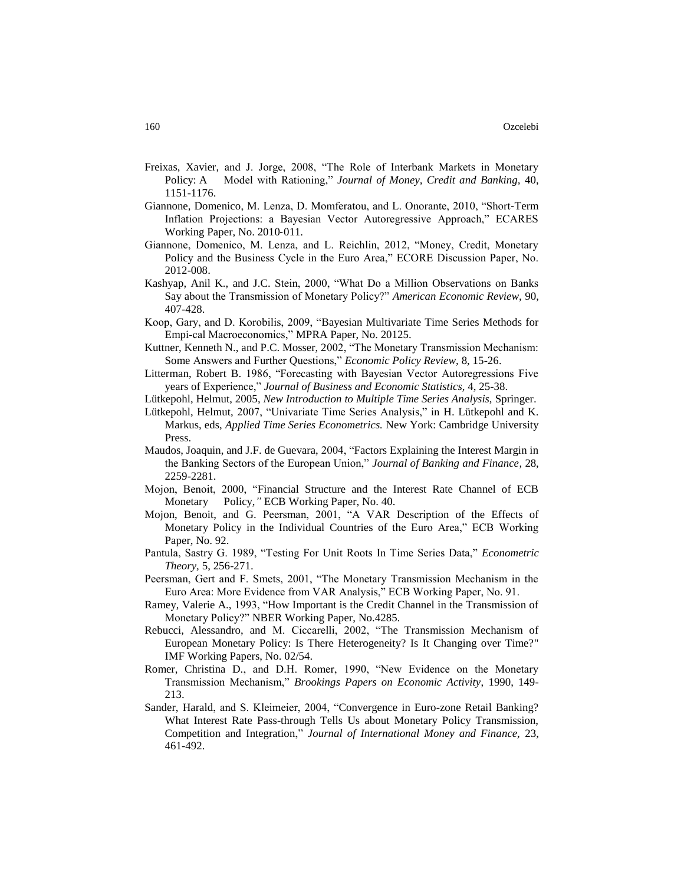Freixas, Xavier, and J. Jorge, 2008, "The Role of Interbank Markets in Monetary Policy: A Model with Rationing," *Journal of Money, Credit and Banking,* 40, 1151-1176.

Giannone, Domenico, M. Lenza, D. Momferatou, and L. Onorante, 2010, "Short-Term Inflation Projections: a Bayesian Vector Autoregressive Approach," ECARES Working Paper, No. 2010-011.

Giannone, Domenico, M. Lenza, and L. Reichlin, 2012, "Money, Credit, Monetary Policy and the Business Cycle in the Euro Area," ECORE Discussion Paper, No. 2012-008.

Kashyap, Anil K., and J.C. Stein, 2000, "What Do a Million Observations on Banks Say about the Transmission of Monetary Policy?" *American Economic Review,* 90, 407-428.

Koop, Gary, and D. Korobilis, 2009, "Bayesian Multivariate Time Series Methods for Empi-cal Macroeconomics," MPRA Paper, No. 20125.

Kuttner, Kenneth N., and P.C. Mosser, 2002, "The Monetary Transmission Mechanism: Some Answers and Further Questions," *Economic Policy Review,* 8, 15-26.

Litterman, Robert B. 1986, "Forecasting with Bayesian Vector Autoregressions Five years of Experience," *Journal of Business and Economic Statistics,* 4, 25-38.

Lütkepohl, Helmut, 2005, *New Introduction to Multiple Time Series Analysis,* Springer.

Lütkepohl, Helmut, 2007, "Univariate Time Series Analysis," in H. Lütkepohl and K. Markus, eds, *Applied Time Series Econometrics.* New York: Cambridge University Press.

Maudos, Joaquin, and J.F. de Guevara, 2004, "Factors Explaining the Interest Margin in the Banking Sectors of the European Union," *Journal of Banking and Finance,* 28, 2259-2281.

Mojon, Benoit, 2000, "Financial Structure and the Interest Rate Channel of ECB Monetary Policy," ECB Working Paper, No. 40.

Mojon, Benoit, and G. Peersman, 2001, "A VAR Description of the Effects of Monetary Policy in the Individual Countries of the Euro Area," ECB Working Paper, No. 92.

Pantula, Sastry G. 1989, "Testing For Unit Roots In Time Series Data," *Econometric Theory,* 5, 256-271.

Peersman, Gert and F. Smets, 2001, "The Monetary Transmission Mechanism in the Euro Area: More Evidence from VAR Analysis," ECB Working Paper, No. 91.

Ramey, Valerie A., 1993, "How Important is the Credit Channel in the Transmission of Monetary Policy?" NBER Working Paper, No.4285.

Rebucci, Alessandro, and M. Ciccarelli, 2002, "The Transmission Mechanism of European Monetary Policy: Is There Heterogeneity? Is It Changing over Time?" IMF Working Papers, No. 02/54.

Romer, Christina D., and D.H. Romer, 1990, "New Evidence on the Monetary Transmission Mechanism," *Brookings Papers on Economic Activity,* 1990, 149-213.

Sander, Harald, and S. Kleimeier, 2004, "Convergence in Euro-zone Retail Banking? What Interest Rate Pass-through Tells Us about Monetary Policy Transmission, Competition and Integration," *Journal of International Money and Finance,* 23, 461-492.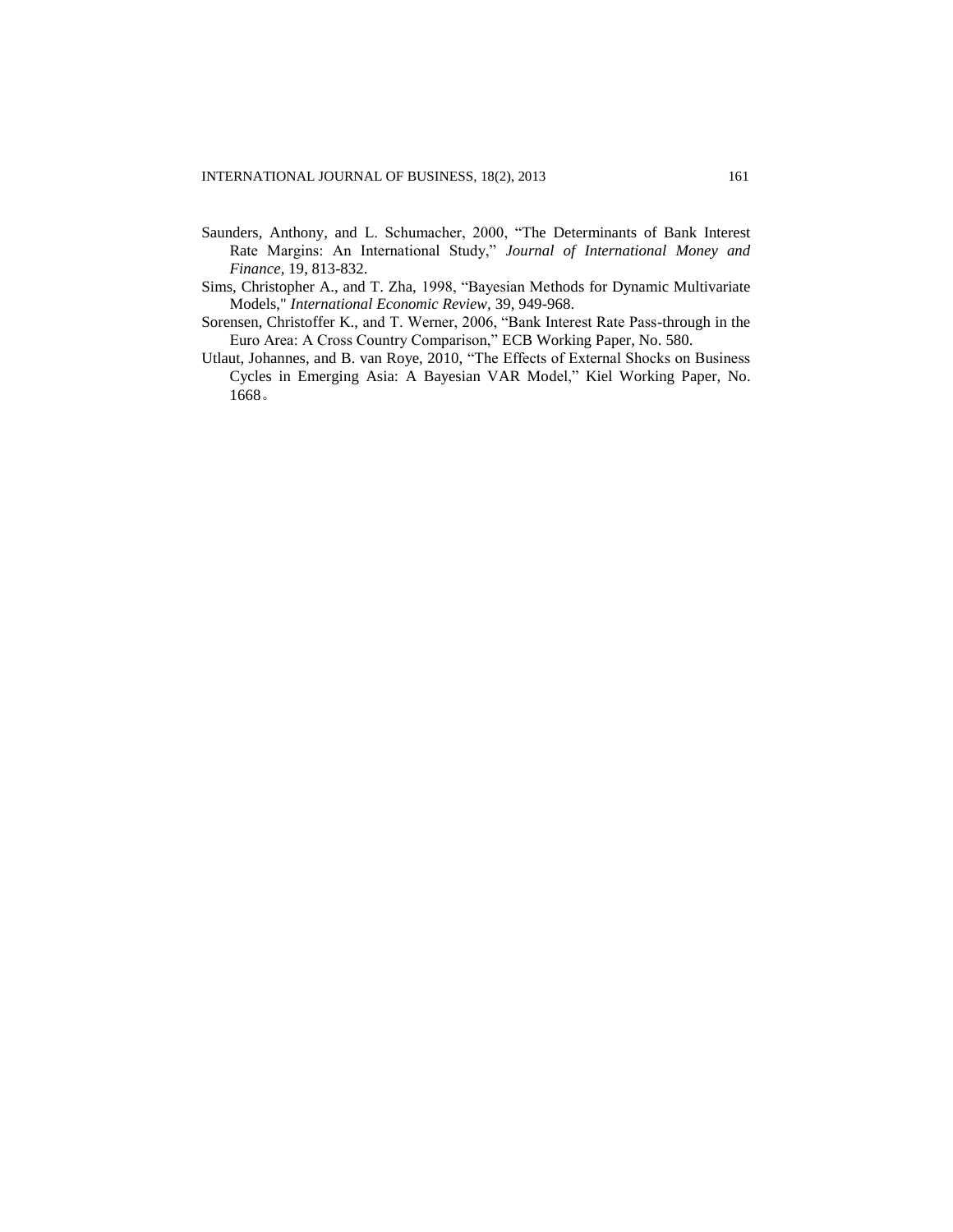Saunders, Anthony, and L. Schumacher, 2000, “The Determinants of Bank Interest Rate Margins: An International Study,” *Journal of International Money and Finance,* 19, 813-832.

Sims, Christopher A., and T. Zha, 1998, “Bayesian Methods for Dynamic Multivariate Models," *International Economic Review,* 39, 949-968.

Sorensen, Christoffer K., and T. Werner, 2006, “Bank Interest Rate Pass-through in the Euro Area: A Cross Country Comparison,” ECB Working Paper, No. 580.

Utlaut, Johannes, and B. van Roye, 2010, “The Effects of External Shocks on Business Cycles in Emerging Asia: A Bayesian VAR Model,” Kiel Working Paper, No. 1668。